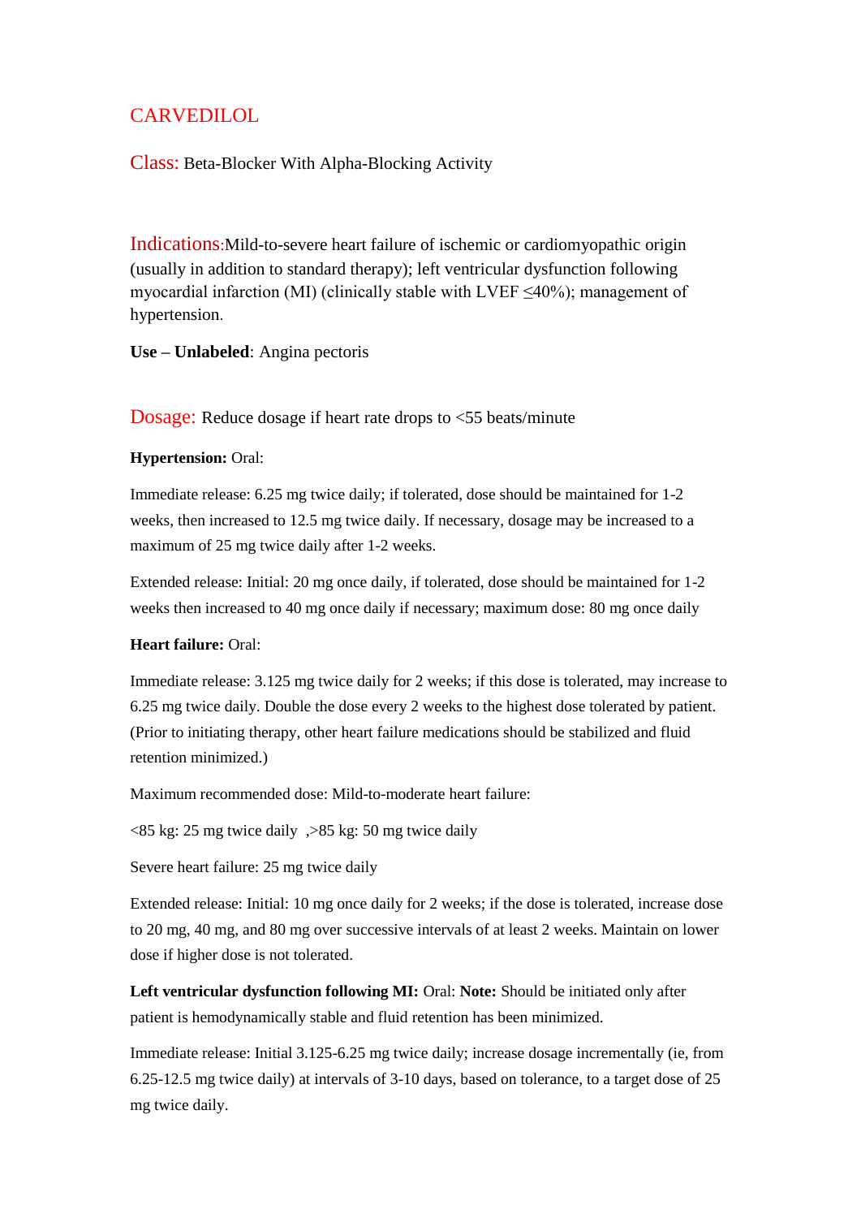# CARVEDILOL

**Class:** Beta-Blocker With Alpha-Blocking Activity

**Indications:** Mild-to-severe heart failure of ischemic or cardiomyopathic origin (usually in addition to standard therapy); left ventricular dysfunction following myocardial infarction (MI) (clinically stable with LVEF ≤40%); management of hypertension.

**Use – Unlabeled**: Angina pectoris

**Dosage:** Reduce dosage if heart rate drops to <55 beats/minute

**Hypertension:** Oral:

Immediate release: 6.25 mg twice daily; if tolerated, dose should be maintained for 1-2 weeks, then increased to 12.5 mg twice daily. If necessary, dosage may be increased to a maximum of 25 mg twice daily after 1-2 weeks.

Extended release: Initial: 20 mg once daily, if tolerated, dose should be maintained for 1-2 weeks then increased to 40 mg once daily if necessary; maximum dose: 80 mg once daily

**Heart failure:** Oral:

Immediate release: 3.125 mg twice daily for 2 weeks; if this dose is tolerated, may increase to 6.25 mg twice daily. Double the dose every 2 weeks to the highest dose tolerated by patient. (Prior to initiating therapy, other heart failure medications should be stabilized and fluid retention minimized.)

Maximum recommended dose: Mild-to-moderate heart failure:

<85 kg: 25 mg twice daily ,>85 kg: 50 mg twice daily

Severe heart failure: 25 mg twice daily

Extended release: Initial: 10 mg once daily for 2 weeks; if the dose is tolerated, increase dose to 20 mg, 40 mg, and 80 mg over successive intervals of at least 2 weeks. Maintain on lower dose if higher dose is not tolerated.

**Left ventricular dysfunction following MI:** Oral: **Note:** Should be initiated only after patient is hemodynamically stable and fluid retention has been minimized.

Immediate release: Initial 3.125-6.25 mg twice daily; increase dosage incrementally (ie, from 6.25-12.5 mg twice daily) at intervals of 3-10 days, based on tolerance, to a target dose of 25 mg twice daily.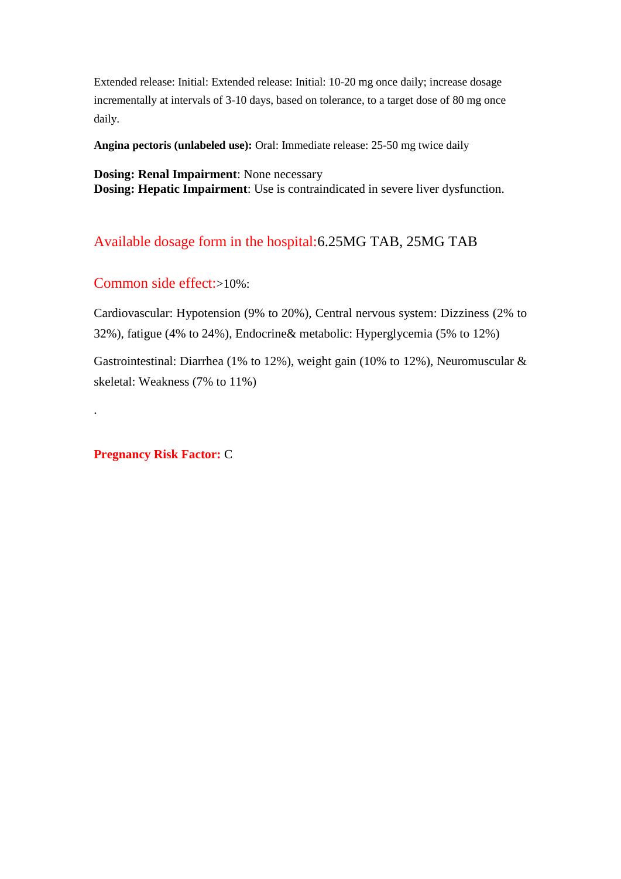Extended release: Initial: Extended release: Initial: 10-20 mg once daily; increase dosage incrementally at intervals of 3-10 days, based on tolerance, to a target dose of 80 mg once daily.

**Angina pectoris (unlabeled use):** Oral: Immediate release: 25-50 mg twice daily

**Dosing: Renal Impairment**: None necessary
**Dosing: Hepatic Impairment**: Use is contraindicated in severe liver dysfunction.

Available dosage form in the hospital:6.25MG TAB, 25MG TAB

Common side effect:>10%:

Cardiovascular: Hypotension (9% to 20%), Central nervous system: Dizziness (2% to 32%), fatigue (4% to 24%), Endocrine& metabolic: Hyperglycemia (5% to 12%)

Gastrointestinal: Diarrhea (1% to 12%), weight gain (10% to 12%), Neuromuscular & skeletal: Weakness (7% to 11%)

.

**Pregnancy Risk Factor:** C